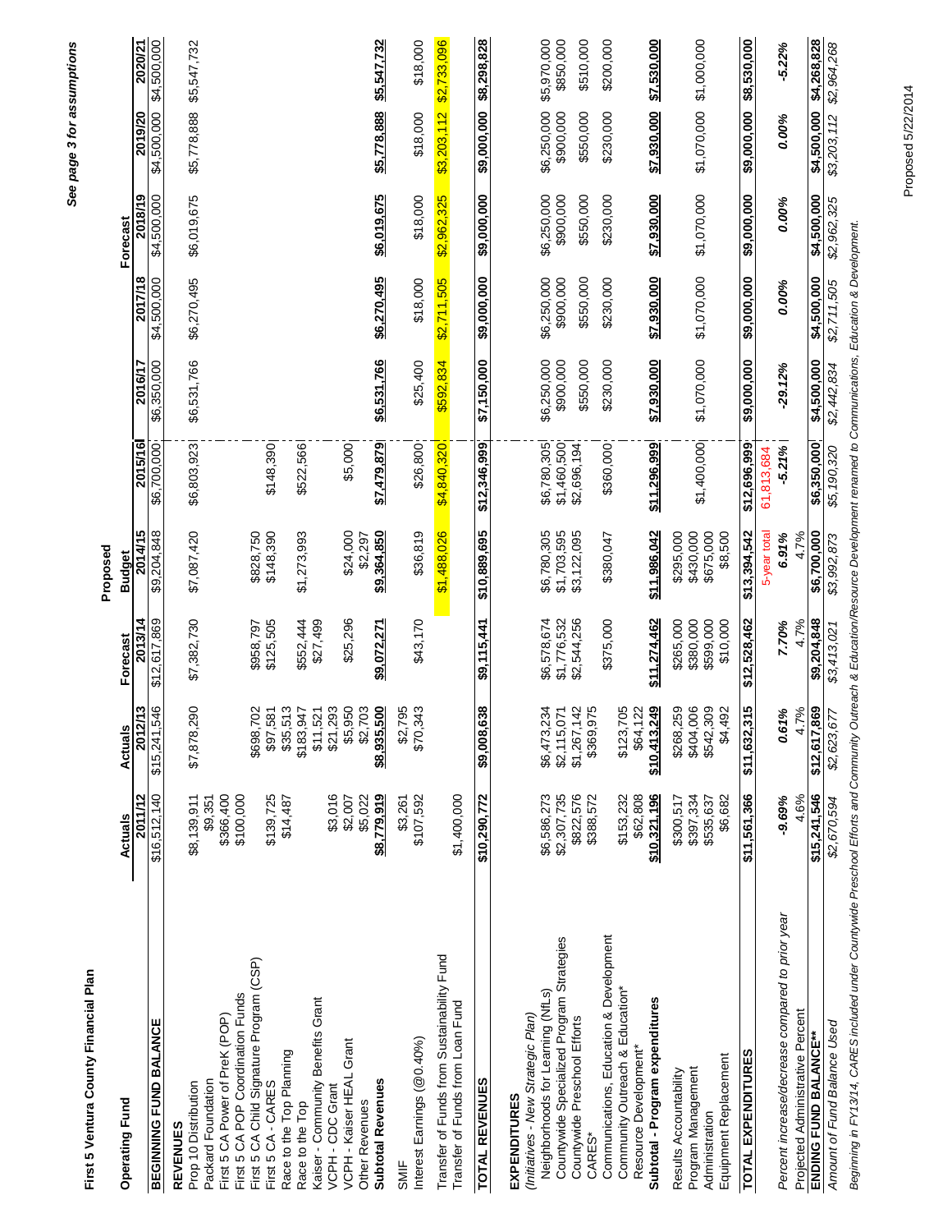# First 5 Ventura County Financial Plan

*See page 3 for assumptions*

| Operating Fund | Actuals 2011/12 | Actuals 2012/13 | Forecast 2013/14 | Proposed Budget 2014/15 | 2015/16 | 2016/17 | Forecast 2017/18 | 2018/19 | 2019/20 | 2020/21 |
|---|---|---|---|---|---|---|---|---|---|---|
| **BEGINNING FUND BALANCE** | $16,512,140 | $15,241,546 | $12,617,869 | $9,204,848 | $6,700,000 | $6,350,000 | $4,500,000 | $4,500,000 | $4,500,000 | $4,500,000 |
| **REVENUES** | | | | | | | | | | |
| Prop 10 Distribution | $8,139,911 | $7,878,290 | $7,382,730 | $7,087,420 | $6,803,923 | $6,531,766 | $6,270,495 | $6,019,675 | $5,778,888 | $5,547,732 |
| Packard Foundation | $9,351 | | | | | | | | | |
| First 5 CA Power of PreK (POP) | $366,400 | | | | | | | | | |
| First 5 CA POP Coordination Funds | $100,000 | | | | | | | | | |
| First 5 CA Child Signature Program (CSP) | | $698,702 | $958,797 | $828,750 | | | | | | |
| First 5 CA - CARES | $139,725 | $97,581 | $125,505 | $148,390 | $148,390 | | | | | |
| Race to the Top Planning | $14,487 | $35,513 | | | | | | | | |
| Race to the Top | | $183,947 | $552,444 | $1,273,993 | $522,566 | | | | | |
| Kaiser - Community Benefits Grant | | $11,521 | $27,499 | | | | | | | |
| VCPH - CDC Grant | $3,016 | $21,293 | | | | | | | | |
| VCPH - Kaiser HEAL Grant | $2,007 | $5,950 | $25,296 | $24,000 | $5,000 | | | | | |
| Other Revenues | $5,022 | $2,703 | | $2,297 | | | | | | |
| **Subtotal Revenues** | **$8,779,919** | **$8,935,500** | **$9,072,271** | **$9,364,850** | **$7,479,879** | **$6,531,766** | **$6,270,495** | **$6,019,675** | **$5,778,888** | **$5,547,732** |
| SMIF | $3,261 | $2,795 | | | | | | | | |
| Interest Earnings (@0.40%) | $107,592 | $70,343 | $43,170 | $36,819 | $26,800 | $25,400 | $18,000 | $18,000 | $18,000 | $18,000 |
| Transfer of Funds from Sustainability Fund | | | | $1,488,026 | $4,840,320 | $592,834 | $2,711,505 | $2,962,325 | $3,203,112 | $2,733,096 |
| Transfer of Funds from Loan Fund | $1,400,000 | | | | | | | | | |
| **TOTAL REVENUES** | **$10,290,772** | **$9,008,638** | **$9,115,441** | **$10,889,695** | **$12,346,999** | **$7,150,000** | **$9,000,000** | **$9,000,000** | **$9,000,000** | **$8,298,828** |
| **EXPENDITURES** | | | | | | | | | | |
| *(Initiatives - New Strategic Plan)* | | | | | | | | | | |
| Neighborhoods for Learning (NfLs) | $6,586,273 | $6,473,234 | $6,578,674 | $6,780,305 | $6,780,305 | $6,250,000 | $6,250,000 | $6,250,000 | $6,250,000 | $5,970,000 |
| Countywide Specialized Program Strategies | $2,307,735 | $2,115,071 | $1,776,532 | $1,703,595 | $1,460,500 | $900,000 | $900,000 | $900,000 | $900,000 | $850,000 |
| Countywide Preschool Efforts | $822,576 | $1,267,142 | $2,544,256 | $3,122,095 | $2,696,194 | $550,000 | $550,000 | $550,000 | $550,000 | $510,000 |
| CARES* | $388,572 | $369,975 | | | | | | | | |
| Communications, Education & Development | | | $375,000 | $380,047 | $360,000 | $230,000 | $230,000 | $230,000 | $230,000 | $200,000 |
| Community Outreach & Education* | $153,232 | $123,705 | | | | | | | | |
| Resource Development* | $62,808 | $64,122 | | | | | | | | |
| **Subtotal - Program expenditures** | **$10,321,196** | **$10,413,249** | **$11,274,462** | **$11,986,042** | **$11,296,999** | **$7,930,000** | **$7,930,000** | **$7,930,000** | **$7,930,000** | **$7,530,000** |
| Results Accountability | $300,517 | $268,259 | $265,000 | $295,000 | | | | | | |
| Program Management | $397,334 | $404,006 | $380,000 | $430,000 | $1,400,000 | $1,070,000 | $1,070,000 | $1,070,000 | $1,070,000 | $1,000,000 |
| Administration | $535,637 | $542,309 | $599,000 | $675,000 | | | | | | |
| Equipment Replacement | $6,682 | $4,492 | $10,000 | $8,500 | | | | | | |
| **TOTAL EXPENDITURES** | **$11,561,366** | **$11,632,315** | **$12,528,462** | **$13,394,542** | **$12,696,999** | **$9,000,000** | **$9,000,000** | **$9,000,000** | **$9,000,000** | **$8,530,000** |
| | | | | 5-year total | 61,813,684 | | | | | |
| *Percent increase/decrease compared to prior year* | ***-9.69%*** | ***0.61%*** | ***7.70%*** | ***6.91%*** | ***-5.21%*** | ***-29.12%*** | ***0.00%*** | ***0.00%*** | ***0.00%*** | ***-5.22%*** |
| Projected Administrative Percent | 4.6% | 4.7% | 4.7% | 4.7% | | | | | | |
| **ENDING FUND BALANCE\*\*** | **$15,241,546** | **$12,617,869** | **$9,204,848** | **$6,700,000** | **$6,350,000** | **$4,500,000** | **$4,500,000** | **$4,500,000** | **$4,500,000** | **$4,268,828** |
| *Amount of Fund Balance Used* | *$2,670,594* | *$2,623,677* | *$3,413,021* | *$3,992,873* | *$5,190,320* | *$2,442,834* | *$2,711,505* | *$2,962,325* | *$3,203,112* | *$2,964,268* |

*Beginning in FY13/14, CARES included under Countywide Preschool Efforts and Community Outreach & Education/Resource Development renamed to Communications, Education & Development.*

Proposed 5/22/2014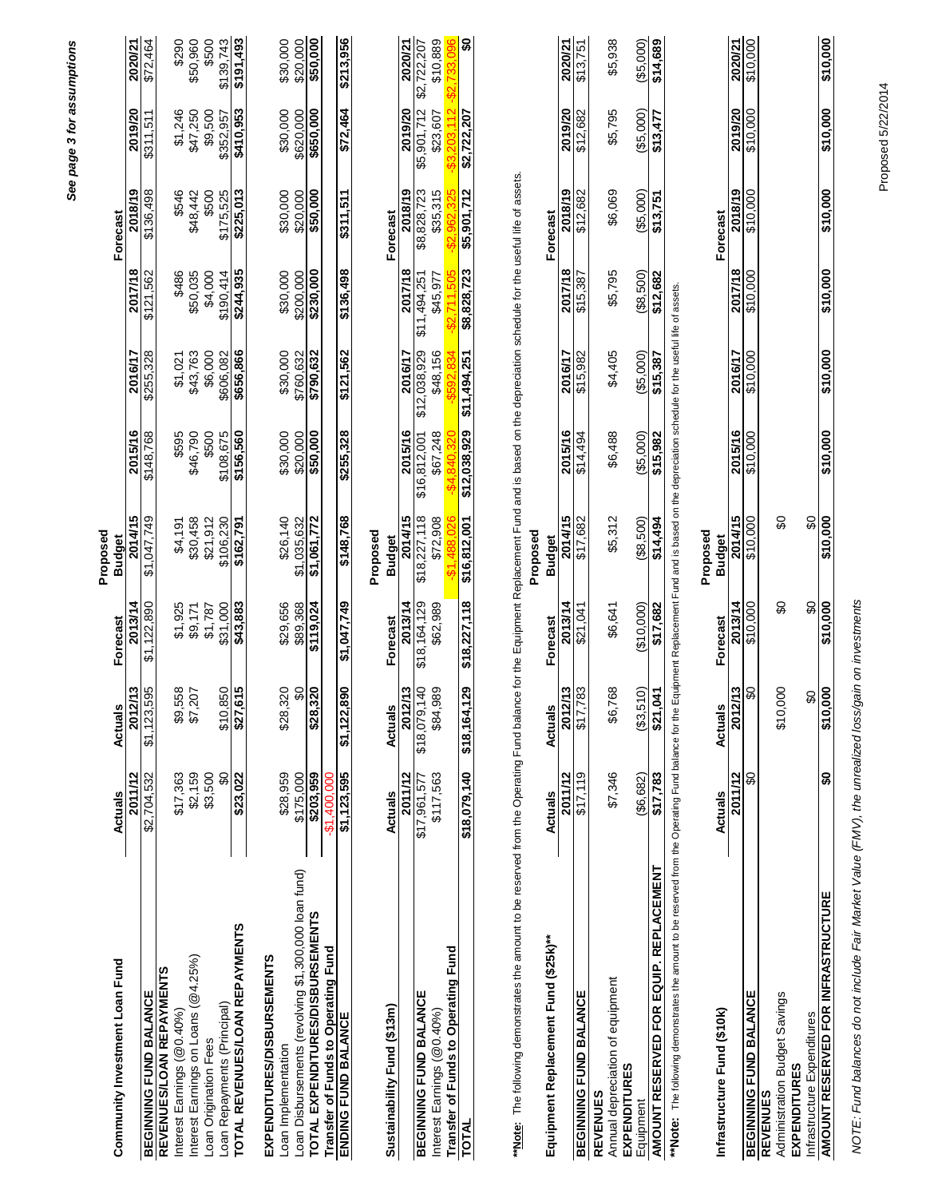*See page 3 for assumptions*

| Community Investment Loan Fund | Actuals 2011/12 | Actuals 2012/13 | Forecast 2013/14 | Proposed Budget 2014/15 | Forecast 2015/16 | Forecast 2016/17 | Forecast 2017/18 | Forecast 2018/19 | Forecast 2019/20 | Forecast 2020/21 |
|---|---|---|---|---|---|---|---|---|---|---|
| **BEGINNING FUND BALANCE** | $2,704,532 | $1,123,595 | $1,122,890 | $1,047,749 | $148,768 | $255,328 | $121,562 | $136,498 | $311,511 | $72,464 |
| **REVENUES/LOAN REPAYMENTS** | | | | | | | | | | |
| Interest Earnings (@0.40%) | $17,363 | $9,558 | $1,925 | $4,191 | $595 | $1,021 | $486 | $546 | $1,246 | $290 |
| Interest Earnings on Loans (@4.25%) | $2,159 | $7,207 | $9,171 | $30,458 | $46,790 | $43,763 | $50,035 | $48,442 | $47,250 | $50,960 |
| Loan Origination Fees | $3,500 | | $1,787 | $21,912 | $500 | $6,000 | $4,000 | $500 | $9,500 | $500 |
| Loan Repayments (Principal) | $0 | $10,850 | $31,000 | $106,230 | $108,675 | $606,082 | $190,414 | $175,525 | $352,957 | $139,743 |
| **TOTAL REVENUES/LOAN REPAYMENTS** | **$23,022** | **$27,615** | **$43,883** | **$162,791** | **$156,560** | **$656,866** | **$244,935** | **$225,013** | **$410,953** | **$191,493** |
| **EXPENDITURES/DISBURSEMENTS** | | | | | | | | | | |
| Loan Implementation | $28,959 | $28,320 | $29,656 | $26,140 | $30,000 | $30,000 | $30,000 | $30,000 | $30,000 | $30,000 |
| Loan Disbursements (revolving $1,300,000 loan fund) | $175,000 | $0 | $89,368 | $1,035,632 | $20,000 | $760,632 | $200,000 | $20,000 | $620,000 | $20,000 |
| **TOTAL EXPENDITURES/DISBURSEMENTS** | **$203,959** | **$28,320** | **$119,024** | **$1,061,772** | **$50,000** | **$790,632** | **$230,000** | **$50,000** | **$650,000** | **$50,000** |
| **Transfer of Funds to Operating Fund** | -$1,400,000 | | | | | | | | | |
| **ENDING FUND BALANCE** | **$1,123,595** | **$1,122,890** | **$1,047,749** | **$148,768** | **$255,328** | **$121,562** | **$136,498** | **$311,511** | **$72,464** | **$213,956** |

| Sustainability Fund ($13m) | Actuals 2011/12 | Actuals 2012/13 | Forecast 2013/14 | Proposed Budget 2014/15 | Forecast 2015/16 | Forecast 2016/17 | Forecast 2017/18 | Forecast 2018/19 | Forecast 2019/20 | Forecast 2020/21 |
|---|---|---|---|---|---|---|---|---|---|---|
| **BEGINNING FUND BALANCE** | $17,961,577 | $18,079,140 | $18,164,129 | $18,227,118 | $16,812,001 | $12,038,929 | $11,494,251 | $8,828,723 | $5,901,712 | $2,722,207 |
| Interest Earnings (@0.40%) | $117,563 | $84,989 | $62,989 | $72,908 | $67,248 | $48,156 | $45,977 | $35,315 | $23,607 | $10,889 |
| **Transfer of Funds to Operating Fund** | | | | -$1,488,026 | -$4,840,320 | -$592,834 | -$2,711,505 | -$2,962,325 | -$3,203,112 | -$2,733,096 |
| **TOTAL** | **$18,079,140** | **$18,164,129** | **$18,227,118** | **$16,812,001** | **$12,038,929** | **$11,494,251** | **$8,828,723** | **$5,901,712** | **$2,722,207** | **$0** |

**Note:** The following demonstrates the amount to be reserved from the Operating Fund balance for the Equipment Replacement Fund and is based on the depreciation schedule for the useful life of assets.

| Equipment Replacement Fund ($25k)** | Actuals 2011/12 | Actuals 2012/13 | Forecast 2013/14 | Proposed Budget 2014/15 | Forecast 2015/16 | Forecast 2016/17 | Forecast 2017/18 | Forecast 2018/19 | Forecast 2019/20 | Forecast 2020/21 |
|---|---|---|---|---|---|---|---|---|---|---|
| **BEGINNING FUND BALANCE** | $17,119 | $17,783 | $21,041 | $17,682 | $14,494 | $15,982 | $15,387 | $12,682 | $12,682 | $13,751 |
| **REVENUES** | | | | | | | | | | |
| Annual depreciation of equipment | $7,346 | $6,768 | $6,641 | $5,312 | $6,488 | $4,405 | $5,795 | $6,069 | $5,795 | $5,938 |
| **EXPENDITURES** | | | | | | | | | | |
| Equipment | ($6,682) | ($3,510) | ($10,000) | ($8,500) | ($5,000) | ($5,000) | ($8,500) | ($5,000) | ($5,000) | ($5,000) |
| **AMOUNT RESERVED FOR EQUIP. REPLACEMENT** | **$17,783** | **$21,041** | **$17,682** | **$14,494** | **$15,982** | **$15,387** | **$12,682** | **$13,751** | **$13,477** | **$14,689** |

**Note: The following demonstrates the amount to be reserved from the Operating Fund balance for the Equipment Replacement Fund and is based on the depreciation schedule for the useful life of assets.

| Infrastructure Fund ($10k) | Actuals 2011/12 | Actuals 2012/13 | Forecast 2013/14 | Proposed Budget 2014/15 | Forecast 2015/16 | Forecast 2016/17 | Forecast 2017/18 | Forecast 2018/19 | Forecast 2019/20 | Forecast 2020/21 |
|---|---|---|---|---|---|---|---|---|---|---|
| **BEGINNING FUND BALANCE** | $0 | $0 | $10,000 | $10,000 | $10,000 | $10,000 | $10,000 | $10,000 | $10,000 | $10,000 |
| **REVENUES** | | | | | | | | | | |
| Administration Budget Savings | | $10,000 | $0 | $0 | | | | | | |
| **EXPENDITURES** | | | | | | | | | | |
| Infrastructure Expenditures | | $0 | $0 | $0 | | | | | | |
| **AMOUNT RESERVED FOR INFRASTRUCTURE** | **$0** | **$10,000** | **$10,000** | **$10,000** | **$10,000** | **$10,000** | **$10,000** | **$10,000** | **$10,000** | **$10,000** |

*NOTE: Fund balances do not include Fair Market Value (FMV), the unrealized loss/gain on investments*

Proposed 5/22/2014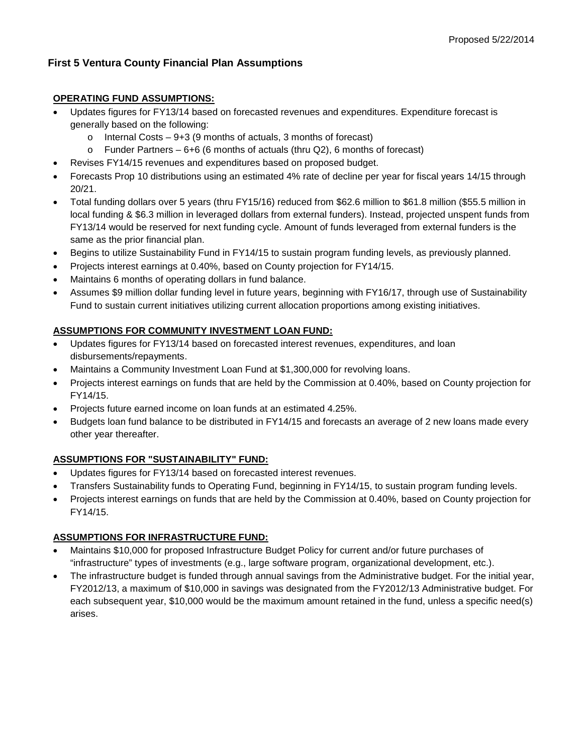Proposed 5/22/2014

# First 5 Ventura County Financial Plan Assumptions

## OPERATING FUND ASSUMPTIONS:

- Updates figures for FY13/14 based on forecasted revenues and expenditures. Expenditure forecast is generally based on the following:
  - Internal Costs – 9+3 (9 months of actuals, 3 months of forecast)
  - Funder Partners – 6+6 (6 months of actuals (thru Q2), 6 months of forecast)
- Revises FY14/15 revenues and expenditures based on proposed budget.
- Forecasts Prop 10 distributions using an estimated 4% rate of decline per year for fiscal years 14/15 through 20/21.
- Total funding dollars over 5 years (thru FY15/16) reduced from $62.6 million to $61.8 million ($55.5 million in local funding & $6.3 million in leveraged dollars from external funders). Instead, projected unspent funds from FY13/14 would be reserved for next funding cycle. Amount of funds leveraged from external funders is the same as the prior financial plan.
- Begins to utilize Sustainability Fund in FY14/15 to sustain program funding levels, as previously planned.
- Projects interest earnings at 0.40%, based on County projection for FY14/15.
- Maintains 6 months of operating dollars in fund balance.
- Assumes $9 million dollar funding level in future years, beginning with FY16/17, through use of Sustainability Fund to sustain current initiatives utilizing current allocation proportions among existing initiatives.

## ASSUMPTIONS FOR COMMUNITY INVESTMENT LOAN FUND:

- Updates figures for FY13/14 based on forecasted interest revenues, expenditures, and loan disbursements/repayments.
- Maintains a Community Investment Loan Fund at $1,300,000 for revolving loans.
- Projects interest earnings on funds that are held by the Commission at 0.40%, based on County projection for FY14/15.
- Projects future earned income on loan funds at an estimated 4.25%.
- Budgets loan fund balance to be distributed in FY14/15 and forecasts an average of 2 new loans made every other year thereafter.

## ASSUMPTIONS FOR "SUSTAINABILITY" FUND:

- Updates figures for FY13/14 based on forecasted interest revenues.
- Transfers Sustainability funds to Operating Fund, beginning in FY14/15, to sustain program funding levels.
- Projects interest earnings on funds that are held by the Commission at 0.40%, based on County projection for FY14/15.

## ASSUMPTIONS FOR INFRASTRUCTURE FUND:

- Maintains $10,000 for proposed Infrastructure Budget Policy for current and/or future purchases of "infrastructure" types of investments (e.g., large software program, organizational development, etc.).
- The infrastructure budget is funded through annual savings from the Administrative budget. For the initial year, FY2012/13, a maximum of $10,000 in savings was designated from the FY2012/13 Administrative budget. For each subsequent year, $10,000 would be the maximum amount retained in the fund, unless a specific need(s) arises.